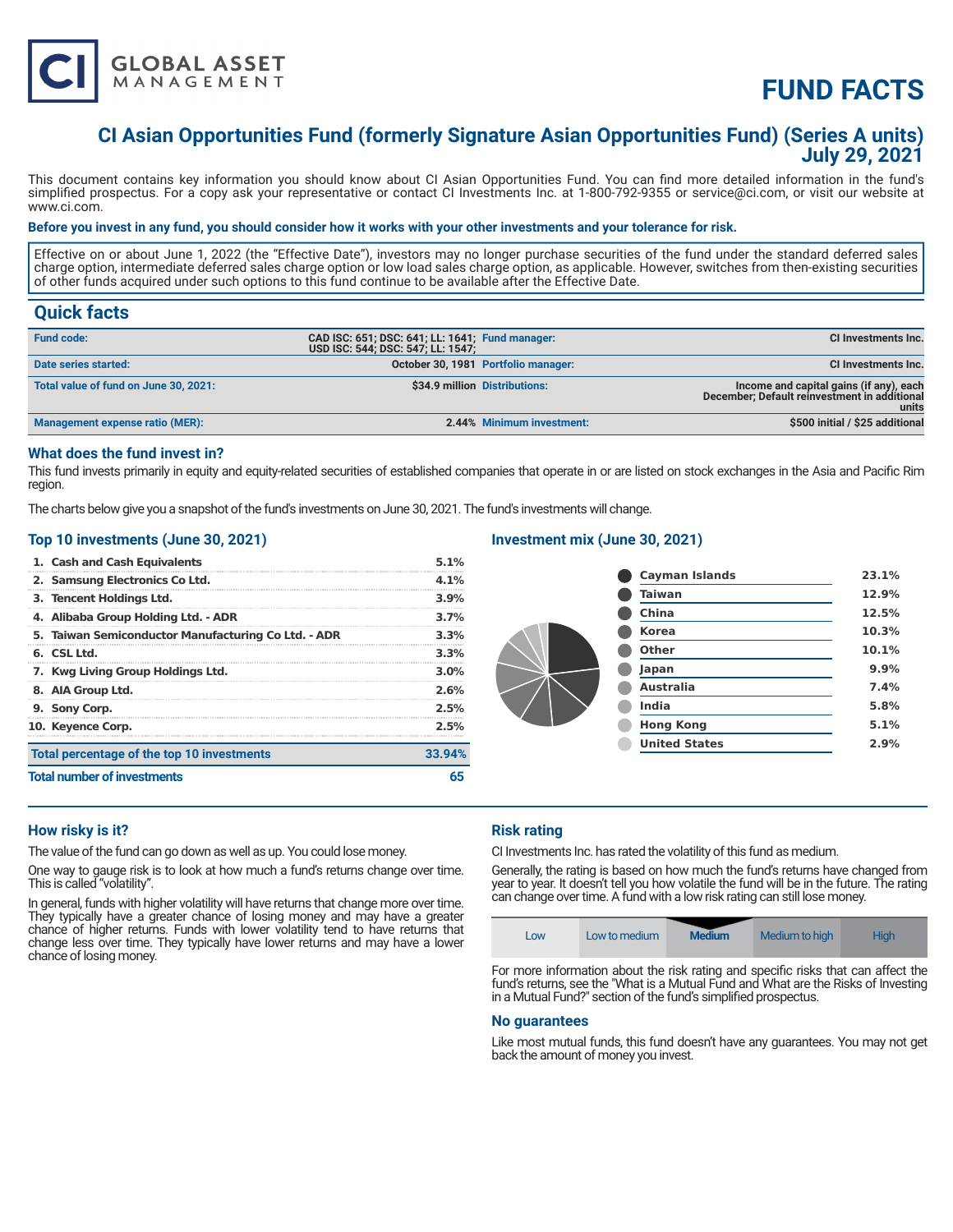CI GLOBAL ASSET MANAGEMENT

# FUND FACTS

## CI Asian Opportunities Fund (formerly Signature Asian Opportunities Fund) (Series A units)
## July 29, 2021

This document contains key information you should know about CI Asian Opportunities Fund. You can find more detailed information in the fund's simplified prospectus. For a copy ask your representative or contact CI Investments Inc. at 1-800-792-9355 or service@ci.com, or visit our website at www.ci.com.

**Before you invest in any fund, you should consider how it works with your other investments and your tolerance for risk.**

Effective on or about June 1, 2022 (the "Effective Date"), investors may no longer purchase securities of the fund under the standard deferred sales charge option, intermediate deferred sales charge option or low load sales charge option, as applicable. However, switches from then-existing securities of other funds acquired under such options to this fund continue to be available after the Effective Date.

## Quick facts

| | | | |
|---|---|---|---|
| **Fund code:** | CAD ISC: 651; DSC: 641; LL: 1641; USD ISC: 544; DSC: 547; LL: 1547; | **Fund manager:** | CI Investments Inc. |
| **Date series started:** | October 30, 1981 | **Portfolio manager:** | CI Investments Inc. |
| **Total value of fund on June 30, 2021:** | $34.9 million | **Distributions:** | Income and capital gains (if any), each December; Default reinvestment in additional units |
| **Management expense ratio (MER):** | 2.44% | **Minimum investment:** | $500 initial / $25 additional |

## What does the fund invest in?

This fund invests primarily in equity and equity-related securities of established companies that operate in or are listed on stock exchanges in the Asia and Pacific Rim region.

The charts below give you a snapshot of the fund's investments on June 30, 2021. The fund's investments will change.

### Top 10 investments (June 30, 2021)

| Investment | % |
|---|---|
| 1. Cash and Cash Equivalents | 5.1% |
| 2. Samsung Electronics Co Ltd. | 4.1% |
| 3. Tencent Holdings Ltd. | 3.9% |
| 4. Alibaba Group Holding Ltd. - ADR | 3.7% |
| 5. Taiwan Semiconductor Manufacturing Co Ltd. - ADR | 3.3% |
| 6. CSL Ltd. | 3.3% |
| 7. Kwg Living Group Holdings Ltd. | 3.0% |
| 8. AIA Group Ltd. | 2.6% |
| 9. Sony Corp. | 2.5% |
| 10. Keyence Corp. | 2.5% |
| **Total percentage of the top 10 investments** | **33.94%** |
| **Total number of investments** | **65** |

### Investment mix (June 30, 2021)

| Region | % |
|---|---|
| Cayman Islands | 23.1% |
| Taiwan | 12.9% |
| China | 12.5% |
| Korea | 10.3% |
| Other | 10.1% |
| Japan | 9.9% |
| Australia | 7.4% |
| India | 5.8% |
| Hong Kong | 5.1% |
| United States | 2.9% |

## How risky is it?

The value of the fund can go down as well as up. You could lose money.

One way to gauge risk is to look at how much a fund's returns change over time. This is called "volatility".

In general, funds with higher volatility will have returns that change more over time. They typically have a greater chance of losing money and may have a greater chance of higher returns. Funds with lower volatility tend to have returns that change less over time. They typically have lower returns and may have a lower chance of losing money.

## Risk rating

CI Investments Inc. has rated the volatility of this fund as medium.

Generally, the rating is based on how much the fund's returns have changed from year to year. It doesn't tell you how volatile the fund will be in the future. The rating can change over time. A fund with a low risk rating can still lose money.

| Low | Low to medium | **Medium** | Medium to high | High |
|---|---|---|---|---|

For more information about the risk rating and specific risks that can affect the fund's returns, see the "What is a Mutual Fund and What are the Risks of Investing in a Mutual Fund?" section of the fund's simplified prospectus.

## No guarantees

Like most mutual funds, this fund doesn't have any guarantees. You may not get back the amount of money you invest.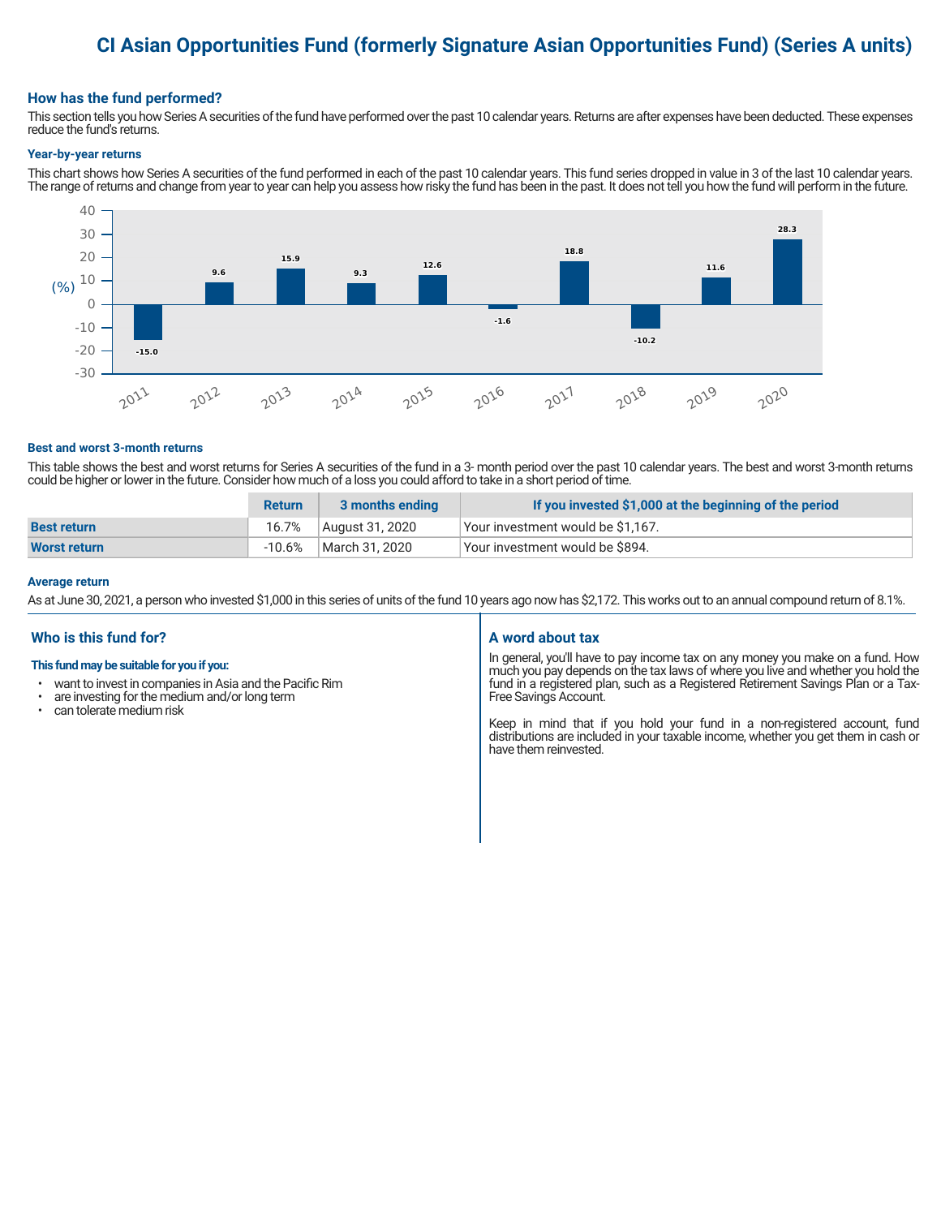# CI Asian Opportunities Fund (formerly Signature Asian Opportunities Fund) (Series A units)

## How has the fund performed?

This section tells you how Series A securities of the fund have performed over the past 10 calendar years. Returns are after expenses have been deducted. These expenses reduce the fund's returns.

### Year-by-year returns

This chart shows how Series A securities of the fund performed in each of the past 10 calendar years. This fund series dropped in value in 3 of the last 10 calendar years. The range of returns and change from year to year can help you assess how risky the fund has been in the past. It does not tell you how the fund will perform in the future.

| Year | Return (%) |
|---|---|
| 2011 | -15.0 |
| 2012 | 9.6 |
| 2013 | 15.9 |
| 2014 | 9.3 |
| 2015 | 12.6 |
| 2016 | -1.6 |
| 2017 | 18.8 |
| 2018 | -10.2 |
| 2019 | 11.6 |
| 2020 | 28.3 |

### Best and worst 3-month returns

This table shows the best and worst returns for Series A securities of the fund in a 3- month period over the past 10 calendar years. The best and worst 3-month returns could be higher or lower in the future. Consider how much of a loss you could afford to take in a short period of time.

| | Return | 3 months ending | If you invested $1,000 at the beginning of the period |
|---|---|---|---|
| **Best return** | 16.7% | August 31, 2020 | Your investment would be $1,167. |
| **Worst return** | -10.6% | March 31, 2020 | Your investment would be $894. |

### Average return

As at June 30, 2021, a person who invested $1,000 in this series of units of the fund 10 years ago now has $2,172. This works out to an annual compound return of 8.1%.

## Who is this fund for?

**This fund may be suitable for you if you:**

- want to invest in companies in Asia and the Pacific Rim
- are investing for the medium and/or long term
- can tolerate medium risk

## A word about tax

In general, you'll have to pay income tax on any money you make on a fund. How much you pay depends on the tax laws of where you live and whether you hold the fund in a registered plan, such as a Registered Retirement Savings Plan or a Tax-Free Savings Account.

Keep in mind that if you hold your fund in a non-registered account, fund distributions are included in your taxable income, whether you get them in cash or have them reinvested.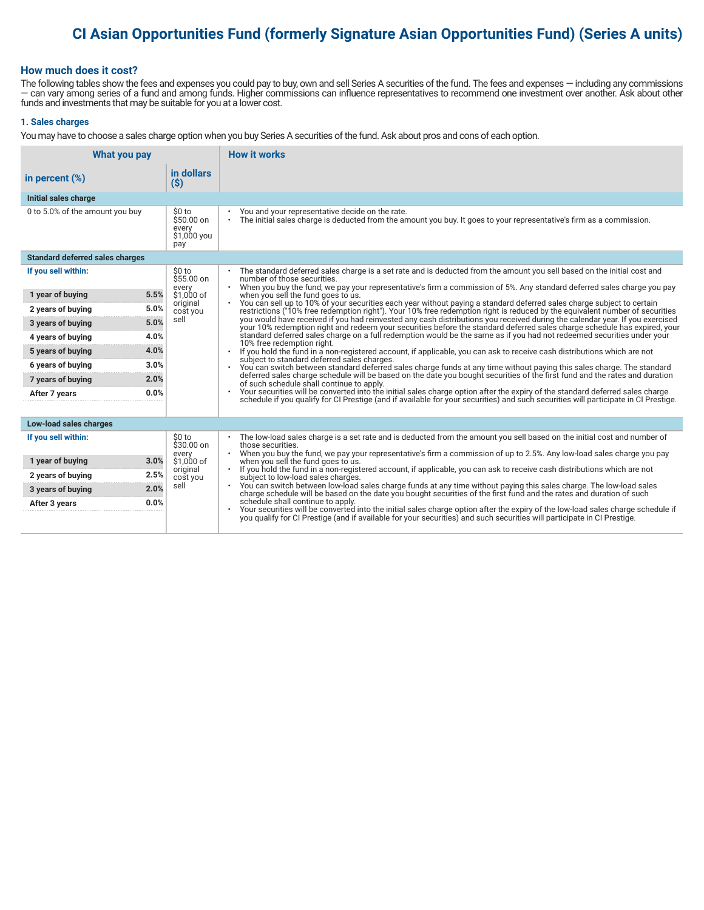# CI Asian Opportunities Fund (formerly Signature Asian Opportunities Fund) (Series A units)

## How much does it cost?

The following tables show the fees and expenses you could pay to buy, own and sell Series A securities of the fund. The fees and expenses — including any commissions — can vary among series of a fund and among funds. Higher commissions can influence representatives to recommend one investment over another. Ask about other funds and investments that may be suitable for you at a lower cost.

### 1. Sales charges

You may have to choose a sales charge option when you buy Series A securities of the fund. Ask about pros and cons of each option.

| What you pay | | | How it works |
|---|---|---|---|
| in percent (%) | | in dollars ($) | |
| **Initial sales charge** | | | |
| 0 to 5.0% of the amount you buy | | $0 to $50.00 on every $1,000 you pay | • You and your representative decide on the rate.<br>• The initial sales charge is deducted from the amount you buy. It goes to your representative's firm as a commission. |
| **Standard deferred sales charges** | | | |
| **If you sell within:** | | $0 to $55.00 on every $1,000 of original cost you sell | • The standard deferred sales charge is a set rate and is deducted from the amount you sell based on the initial cost and number of those securities.<br>• When you buy the fund, we pay your representative's firm a commission of 5%. Any standard deferred sales charge you pay when you sell the fund goes to us.<br>• You can sell up to 10% of your securities each year without paying a standard deferred sales charge subject to certain restrictions ("10% free redemption right"). Your 10% free redemption right is reduced by the equivalent number of securities you would have received if you had reinvested any cash distributions you received during the calendar year. If you exercised your 10% redemption right and redeem your securities before the standard deferred sales charge schedule has expired, your standard deferred sales charge on a full redemption would be the same as if you had not redeemed securities under your 10% free redemption right.<br>• If you hold the fund in a non-registered account, if applicable, you can ask to receive cash distributions which are not subject to standard deferred sales charges.<br>• You can switch between standard deferred sales charge funds at any time without paying this sales charge. The standard deferred sales charge schedule will be based on the date you bought securities of the first fund and the rates and duration of such schedule shall continue to apply.<br>• Your securities will be converted into the initial sales charge option after the expiry of the standard deferred sales charge schedule if you qualify for CI Prestige (and if available for your securities) and such securities will participate in CI Prestige. |
| **1 year of buying** | **5.5%** | | |
| **2 years of buying** | **5.0%** | | |
| **3 years of buying** | **5.0%** | | |
| **4 years of buying** | **4.0%** | | |
| **5 years of buying** | **4.0%** | | |
| **6 years of buying** | **3.0%** | | |
| **7 years of buying** | **2.0%** | | |
| **After 7 years** | **0.0%** | | |
| **Low-load sales charges** | | | |
| **If you sell within:** | | $0 to $30.00 on every $1,000 of original cost you sell | • The low-load sales charge is a set rate and is deducted from the amount you sell based on the initial cost and number of those securities.<br>• When you buy the fund, we pay your representative's firm a commission of up to 2.5%. Any low-load sales charge you pay when you sell the fund goes to us.<br>• If you hold the fund in a non-registered account, if applicable, you can ask to receive cash distributions which are not subject to low-load sales charges.<br>• You can switch between low-load sales charge funds at any time without paying this sales charge. The low-load sales charge schedule will be based on the date you bought securities of the first fund and the rates and duration of such schedule shall continue to apply.<br>• Your securities will be converted into the initial sales charge option after the expiry of the low-load sales charge schedule if you qualify for CI Prestige (and if available for your securities) and such securities will participate in CI Prestige. |
| **1 year of buying** | **3.0%** | | |
| **2 years of buying** | **2.5%** | | |
| **3 years of buying** | **2.0%** | | |
| **After 3 years** | **0.0%** | | |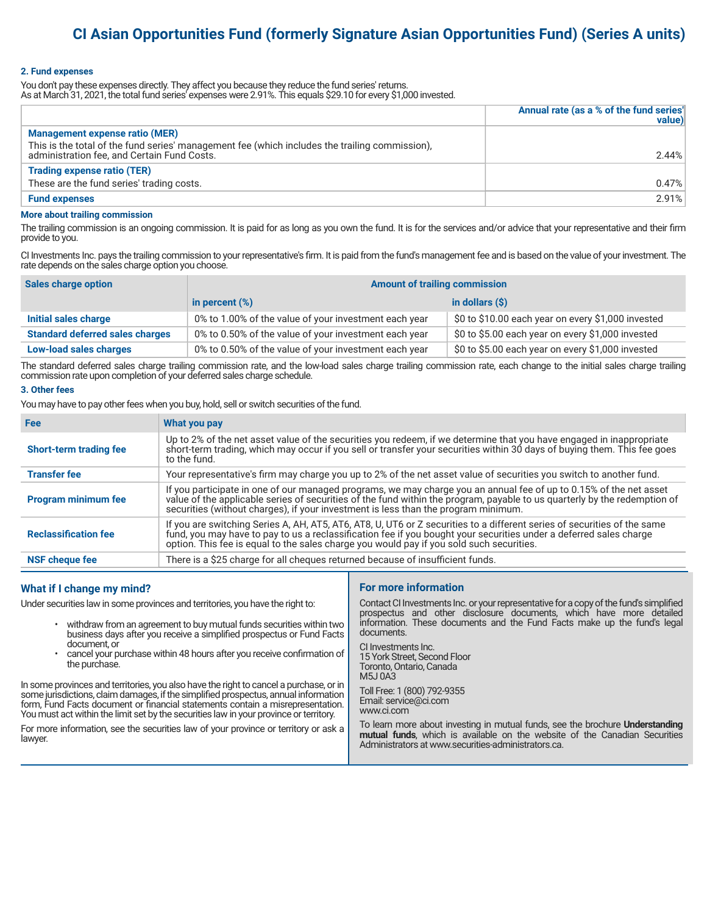# CI Asian Opportunities Fund (formerly Signature Asian Opportunities Fund) (Series A units)

### 2. Fund expenses

You don't pay these expenses directly. They affect you because they reduce the fund series' returns.
As at March 31, 2021, the total fund series' expenses were 2.91%. This equals $29.10 for every $1,000 invested.

| | Annual rate (as a % of the fund series' value) |
|---|---|
| **Management expense ratio (MER)**<br>This is the total of the fund series' management fee (which includes the trailing commission), administration fee, and Certain Fund Costs. | 2.44% |
| **Trading expense ratio (TER)**<br>These are the fund series' trading costs. | 0.47% |
| **Fund expenses** | 2.91% |

#### More about trailing commission

The trailing commission is an ongoing commission. It is paid for as long as you own the fund. It is for the services and/or advice that your representative and their firm provide to you.

CI Investments Inc. pays the trailing commission to your representative's firm. It is paid from the fund's management fee and is based on the value of your investment. The rate depends on the sales charge option you choose.

| Sales charge option | Amount of trailing commission | |
|---|---|---|
| | in percent (%) | in dollars ($) |
| **Initial sales charge** | 0% to 1.00% of the value of your investment each year | $0 to $10.00 each year on every $1,000 invested |
| **Standard deferred sales charges** | 0% to 0.50% of the value of your investment each year | $0 to $5.00 each year on every $1,000 invested |
| **Low-load sales charges** | 0% to 0.50% of the value of your investment each year | $0 to $5.00 each year on every $1,000 invested |

The standard deferred sales charge trailing commission rate, and the low-load sales charge trailing commission rate, each change to the initial sales charge trailing commission rate upon completion of your deferred sales charge schedule.

### 3. Other fees

You may have to pay other fees when you buy, hold, sell or switch securities of the fund.

| Fee | What you pay |
|---|---|
| **Short-term trading fee** | Up to 2% of the net asset value of the securities you redeem, if we determine that you have engaged in inappropriate short-term trading, which may occur if you sell or transfer your securities within 30 days of buying them. This fee goes to the fund. |
| **Transfer fee** | Your representative's firm may charge you up to 2% of the net asset value of securities you switch to another fund. |
| **Program minimum fee** | If you participate in one of our managed programs, we may charge you an annual fee of up to 0.15% of the net asset value of the applicable series of securities of the fund within the program, payable to us quarterly by the redemption of securities (without charges), if your investment is less than the program minimum. |
| **Reclassification fee** | If you are switching Series A, AH, AT5, AT6, AT8, U, UT6 or Z securities to a different series of securities of the same fund, you may have to pay to us a reclassification fee if you bought your securities under a deferred sales charge option. This fee is equal to the sales charge you would pay if you sold such securities. |
| **NSF cheque fee** | There is a $25 charge for all cheques returned because of insufficient funds. |

## What if I change my mind?

Under securities law in some provinces and territories, you have the right to:

- withdraw from an agreement to buy mutual funds securities within two business days after you receive a simplified prospectus or Fund Facts document, or
- cancel your purchase within 48 hours after you receive confirmation of the purchase.

In some provinces and territories, you also have the right to cancel a purchase, or in some jurisdictions, claim damages, if the simplified prospectus, annual information form, Fund Facts document or financial statements contain a misrepresentation. You must act within the limit set by the securities law in your province or territory.

For more information, see the securities law of your province or territory or ask a lawyer.

## For more information

Contact CI Investments Inc. or your representative for a copy of the fund's simplified prospectus and other disclosure documents, which have more detailed information. These documents and the Fund Facts make up the fund's legal documents.

CI Investments Inc.
15 York Street, Second Floor
Toronto, Ontario, Canada
M5J 0A3

Toll Free: 1 (800) 792-9355
Email: service@ci.com
www.ci.com

To learn more about investing in mutual funds, see the brochure **Understanding mutual funds**, which is available on the website of the Canadian Securities Administrators at www.securities-administrators.ca.